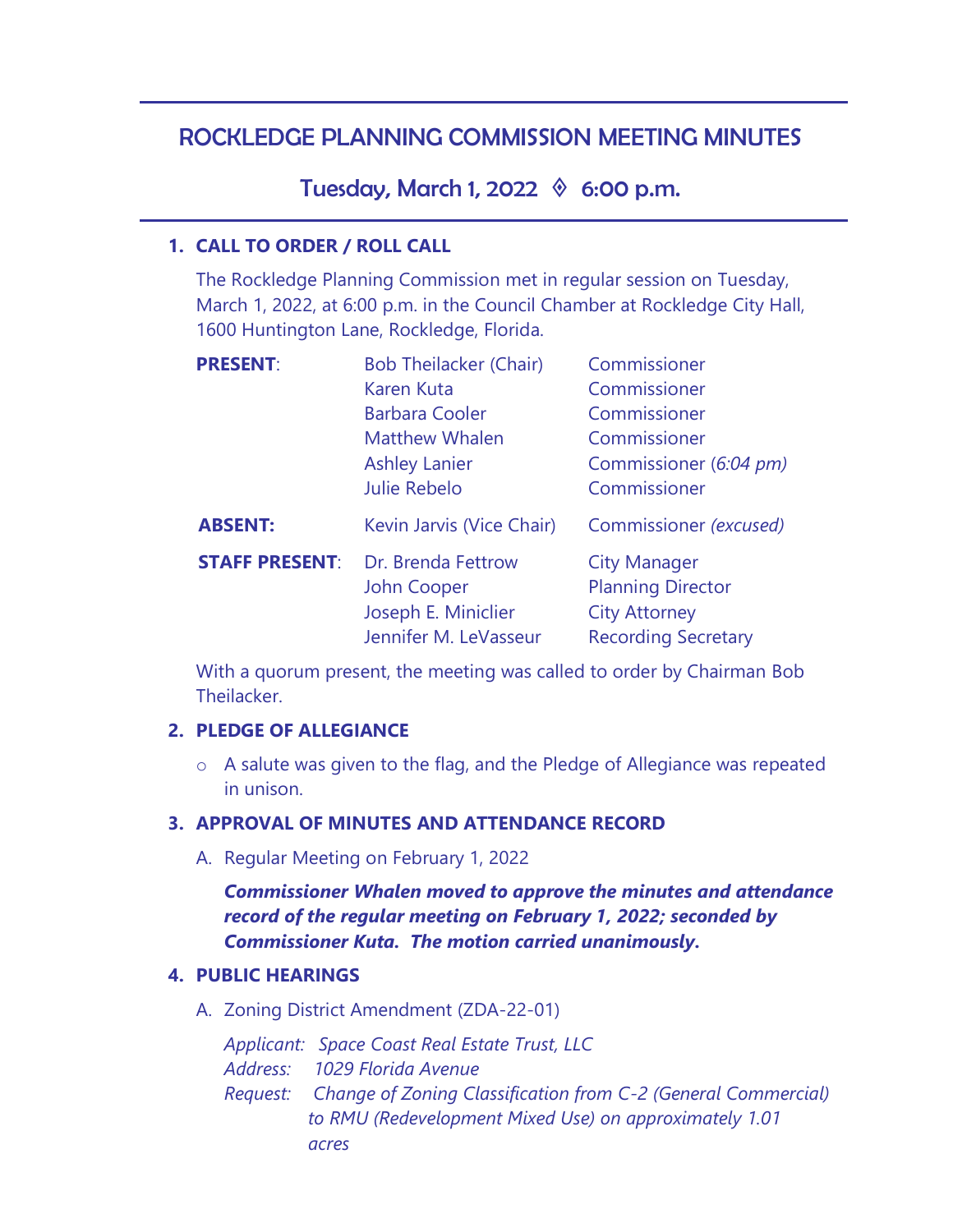# ROCKLEDGE PLANNING COMMISSION MEETING MINUTES

## Tuesday, March 1, 2022 ◊ 6:00 p.m.

### 1. CALL TO ORDER / ROLL CALL

The Rockledge Planning Commission met in regular session on Tuesday, March 1, 2022, at 6:00 p.m. in the Council Chamber at Rockledge City Hall, 1600 Huntington Lane, Rockledge, Florida.

| | | |
|---|---|---|
| **PRESENT**: | Bob Theilacker (Chair) | Commissioner |
| | Karen Kuta | Commissioner |
| | Barbara Cooler | Commissioner |
| | Matthew Whalen | Commissioner |
| | Ashley Lanier | Commissioner (*6:04 pm*) |
| | Julie Rebelo | Commissioner |
| **ABSENT:** | Kevin Jarvis (Vice Chair) | Commissioner *(excused)* |
| **STAFF PRESENT**: | Dr. Brenda Fettrow | City Manager |
| | John Cooper | Planning Director |
| | Joseph E. Miniclier | City Attorney |
| | Jennifer M. LeVasseur | Recording Secretary |

With a quorum present, the meeting was called to order by Chairman Bob Theilacker.

### 2. PLEDGE OF ALLEGIANCE

- A salute was given to the flag, and the Pledge of Allegiance was repeated in unison.

### 3. APPROVAL OF MINUTES AND ATTENDANCE RECORD

A. Regular Meeting on February 1, 2022

***Commissioner Whalen moved to approve the minutes and attendance record of the regular meeting on February 1, 2022; seconded by Commissioner Kuta. The motion carried unanimously.***

### 4. PUBLIC HEARINGS

A. Zoning District Amendment (ZDA-22-01)

*Applicant: Space Coast Real Estate Trust, LLC*
*Address: 1029 Florida Avenue*
*Request: Change of Zoning Classification from C-2 (General Commercial) to RMU (Redevelopment Mixed Use) on approximately 1.01 acres*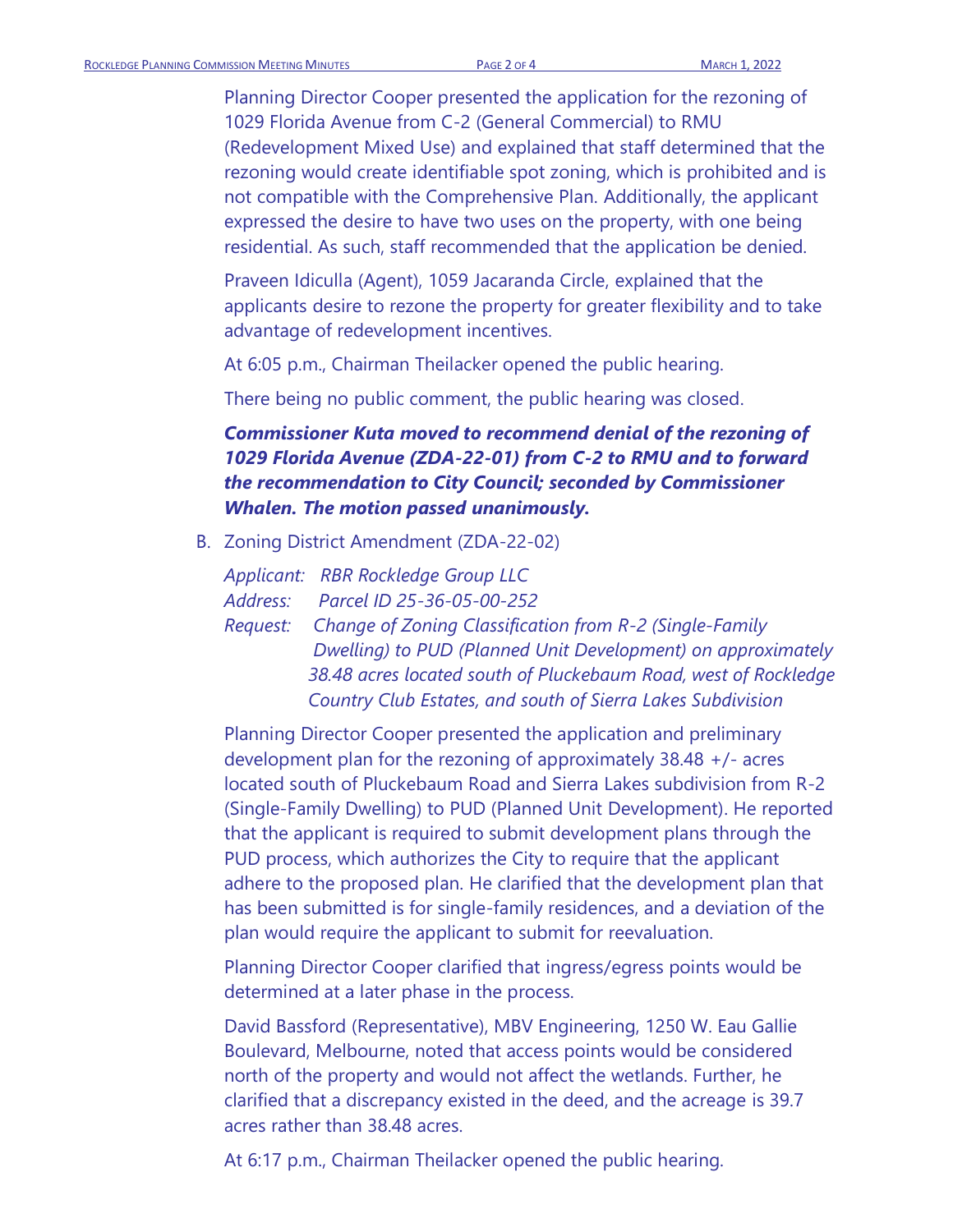Planning Director Cooper presented the application for the rezoning of 1029 Florida Avenue from C-2 (General Commercial) to RMU (Redevelopment Mixed Use) and explained that staff determined that the rezoning would create identifiable spot zoning, which is prohibited and is not compatible with the Comprehensive Plan. Additionally, the applicant expressed the desire to have two uses on the property, with one being residential. As such, staff recommended that the application be denied.

Praveen Idiculla (Agent), 1059 Jacaranda Circle, explained that the applicants desire to rezone the property for greater flexibility and to take advantage of redevelopment incentives.

At 6:05 p.m., Chairman Theilacker opened the public hearing.

There being no public comment, the public hearing was closed.

***Commissioner Kuta moved to recommend denial of the rezoning of 1029 Florida Avenue (ZDA-22-01) from C-2 to RMU and to forward the recommendation to City Council; seconded by Commissioner Whalen. The motion passed unanimously.***

B. Zoning District Amendment (ZDA-22-02)

*Applicant: RBR Rockledge Group LLC*
*Address: Parcel ID 25-36-05-00-252*
*Request: Change of Zoning Classification from R-2 (Single-Family Dwelling) to PUD (Planned Unit Development) on approximately 38.48 acres located south of Pluckebaum Road, west of Rockledge Country Club Estates, and south of Sierra Lakes Subdivision*

Planning Director Cooper presented the application and preliminary development plan for the rezoning of approximately 38.48 +/- acres located south of Pluckebaum Road and Sierra Lakes subdivision from R-2 (Single-Family Dwelling) to PUD (Planned Unit Development). He reported that the applicant is required to submit development plans through the PUD process, which authorizes the City to require that the applicant adhere to the proposed plan. He clarified that the development plan that has been submitted is for single-family residences, and a deviation of the plan would require the applicant to submit for reevaluation.

Planning Director Cooper clarified that ingress/egress points would be determined at a later phase in the process.

David Bassford (Representative), MBV Engineering, 1250 W. Eau Gallie Boulevard, Melbourne, noted that access points would be considered north of the property and would not affect the wetlands. Further, he clarified that a discrepancy existed in the deed, and the acreage is 39.7 acres rather than 38.48 acres.

At 6:17 p.m., Chairman Theilacker opened the public hearing.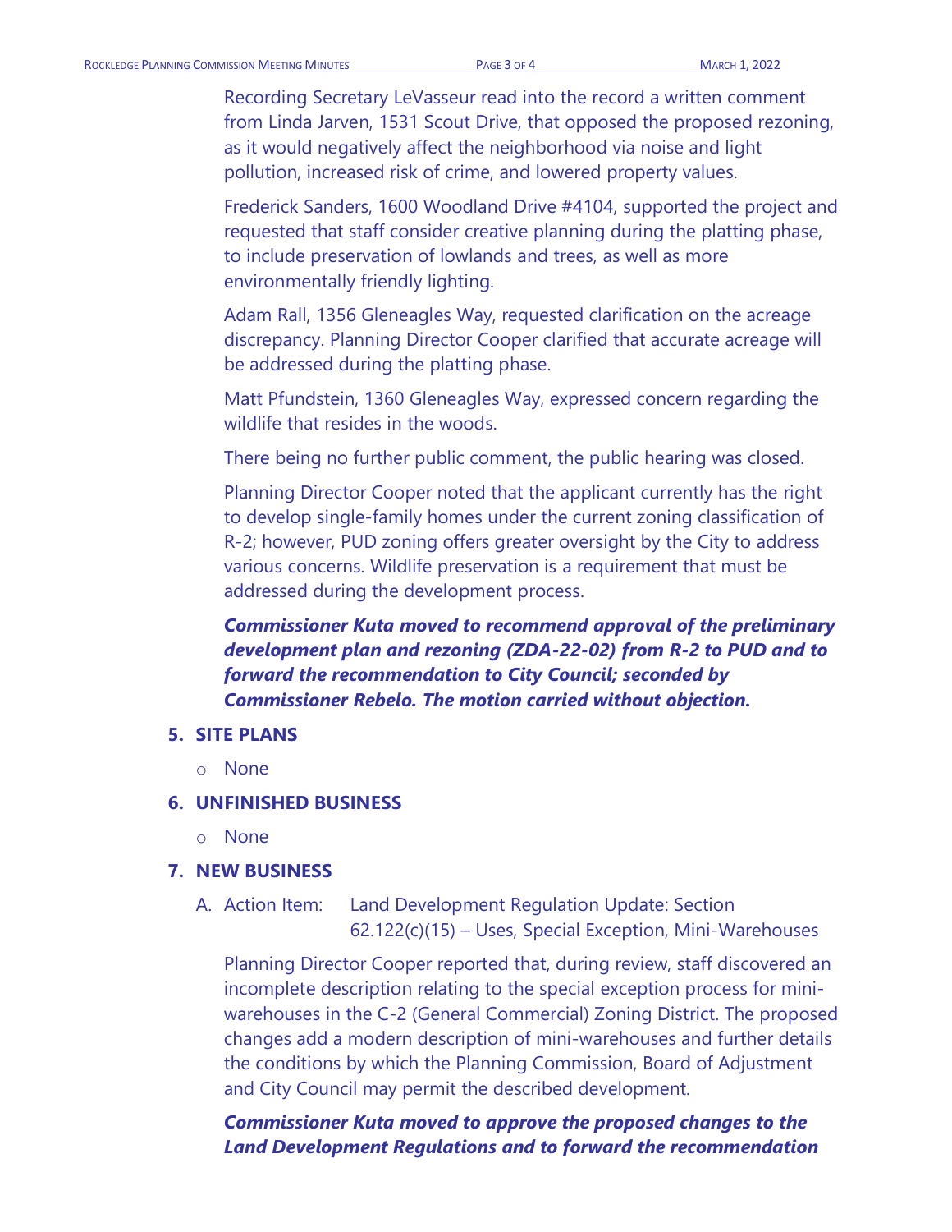Recording Secretary LeVasseur read into the record a written comment from Linda Jarven, 1531 Scout Drive, that opposed the proposed rezoning, as it would negatively affect the neighborhood via noise and light pollution, increased risk of crime, and lowered property values.

Frederick Sanders, 1600 Woodland Drive #4104, supported the project and requested that staff consider creative planning during the platting phase, to include preservation of lowlands and trees, as well as more environmentally friendly lighting.

Adam Rall, 1356 Gleneagles Way, requested clarification on the acreage discrepancy. Planning Director Cooper clarified that accurate acreage will be addressed during the platting phase.

Matt Pfundstein, 1360 Gleneagles Way, expressed concern regarding the wildlife that resides in the woods.

There being no further public comment, the public hearing was closed.

Planning Director Cooper noted that the applicant currently has the right to develop single-family homes under the current zoning classification of R-2; however, PUD zoning offers greater oversight by the City to address various concerns. Wildlife preservation is a requirement that must be addressed during the development process.

***Commissioner Kuta moved to recommend approval of the preliminary development plan and rezoning (ZDA-22-02) from R-2 to PUD and to forward the recommendation to City Council; seconded by Commissioner Rebelo. The motion carried without objection.***

**5. SITE PLANS**

- None

**6. UNFINISHED BUSINESS**

- None

**7. NEW BUSINESS**

A. Action Item: Land Development Regulation Update: Section 62.122(c)(15) – Uses, Special Exception, Mini-Warehouses

Planning Director Cooper reported that, during review, staff discovered an incomplete description relating to the special exception process for mini-warehouses in the C-2 (General Commercial) Zoning District. The proposed changes add a modern description of mini-warehouses and further details the conditions by which the Planning Commission, Board of Adjustment and City Council may permit the described development.

***Commissioner Kuta moved to approve the proposed changes to the Land Development Regulations and to forward the recommendation***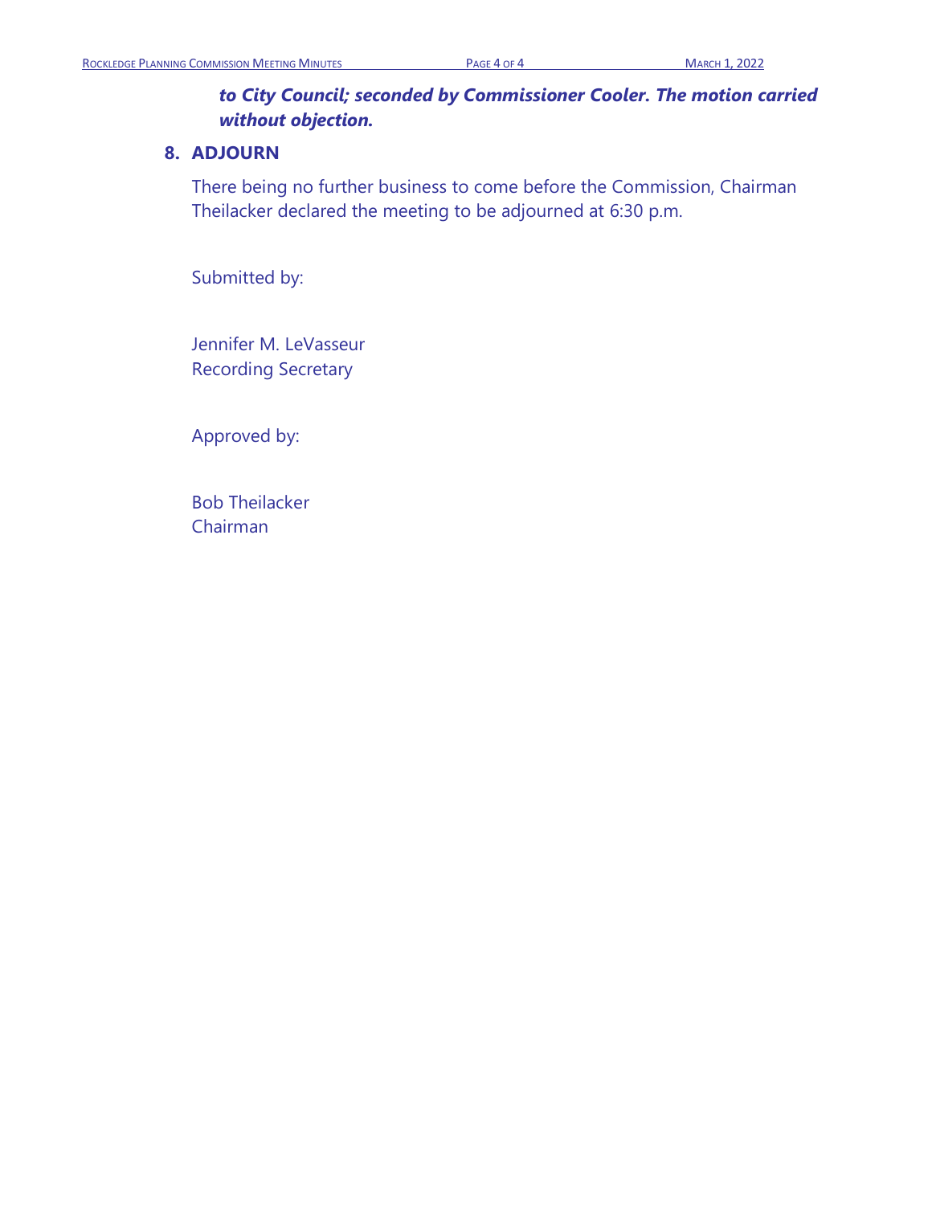***to City Council; seconded by Commissioner Cooler. The motion carried without objection.***

## 8. ADJOURN

There being no further business to come before the Commission, Chairman Theilacker declared the meeting to be adjourned at 6:30 p.m.

Submitted by:

Jennifer M. LeVasseur
Recording Secretary

Approved by:

Bob Theilacker
Chairman